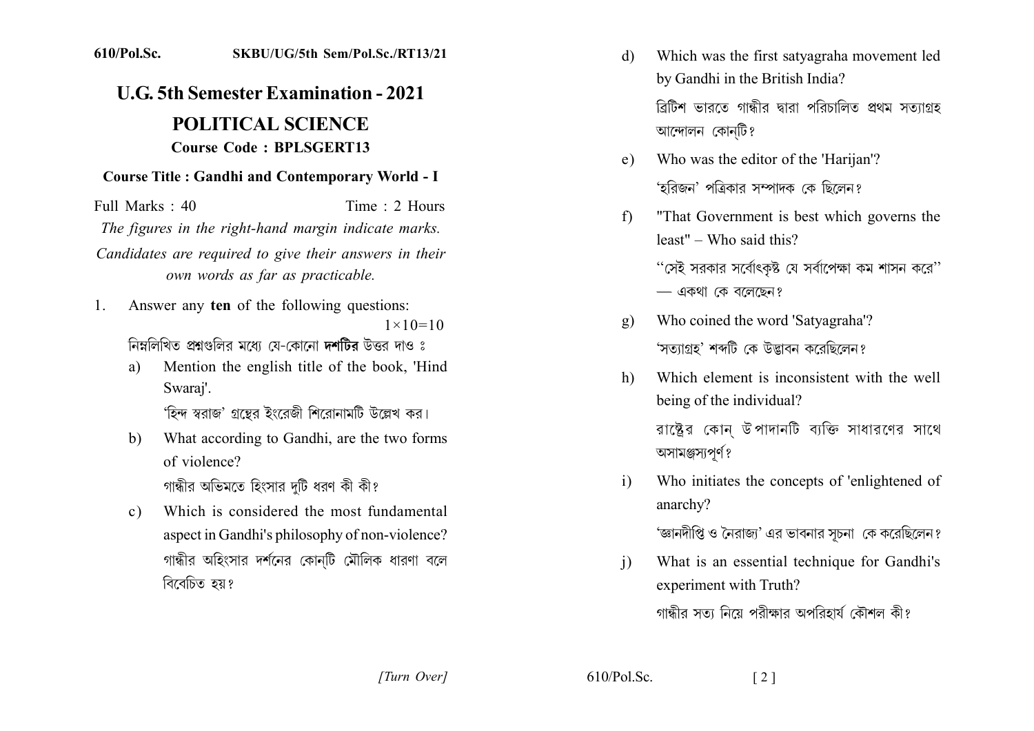610/Pol.Sc. SKBU/UG/5th Sem/Pol.Sc./RT13/21

# U.G. 5th Semester Examination - 2021

## POLITICAL SCIENCE

**Course Code : BPLSGERT13**

**Course Title : Gandhi and Contemporary World - I**

Full Marks : 40 Time : 2 Hours

*The figures in the right-hand margin indicate marks.*

*Candidates are required to give their answers in their own words as far as practicable.*

1. Answer any **ten** of the following questions: $1 \times 10 = 10$

   নিম্নলিখিত প্রশ্নগুলির মধ্যে যে-কোনো **দশটির** উত্তর দাও ঃ

   a) Mention the english title of the book, 'Hind Swaraj'.

   'হিন্দ স্বরাজ' গ্রন্থের ইংরেজী শিরোনামটি উল্লেখ কর।

   b) What according to Gandhi, are the two forms of violence?

   গান্ধীর অভিমতে হিংসার দুটি ধরণ কী কী?

   c) Which is considered the most fundamental aspect in Gandhi's philosophy of non-violence?

   গান্ধীর অহিংসার দর্শনের কোন্‌টি মৌলিক ধারণা বলে বিবেচিত হয়?

   d) Which was the first satyagraha movement led by Gandhi in the British India?

   ব্রিটিশ ভারতে গান্ধীর দ্বারা পরিচালিত প্রথম সত্যাগ্রহ আন্দোলন কোন্‌টি?

   e) Who was the editor of the 'Harijan'?

   'হরিজন' পত্রিকার সম্পাদক কে ছিলেন?

   f) "That Government is best which governs the least" – Who said this?

   "সেই সরকার সর্বোৎকৃষ্ট যে সর্বাপেক্ষা কম শাসন করে" — একথা কে বলেছেন?

   g) Who coined the word 'Satyagraha'?

   'সত্যাগ্রহ' শব্দটি কে উদ্ভাবন করেছিলেন?

   h) Which element is inconsistent with the well being of the individual?

   রাষ্ট্রের কোন্ উপাদানটি ব্যক্তি সাধারণের সাথে অসামঞ্জস্যপূর্ণ?

   i) Who initiates the concepts of 'enlightened of anarchy?

   'জ্ঞানদীপ্তি ও নৈরাজ্য' এর ভাবনার সূচনা কে করেছিলেন?

   j) What is an essential technique for Gandhi's experiment with Truth?

   গান্ধীর সত্য নিয়ে পরীক্ষার অপরিহার্য কৌশল কী?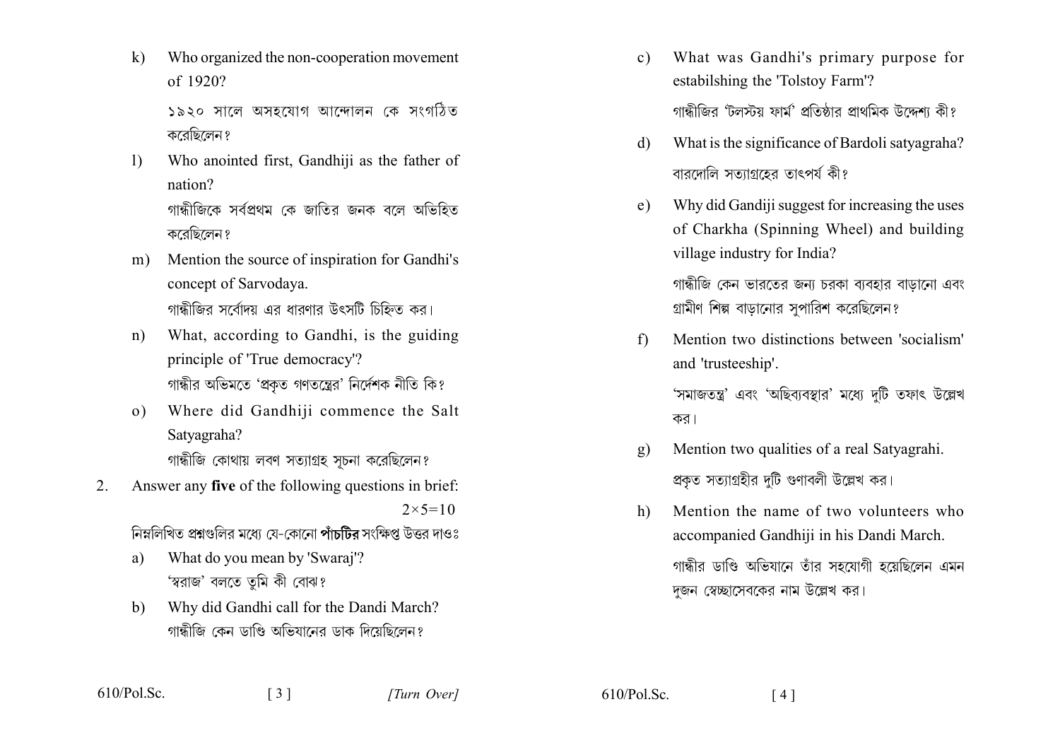k) Who organized the non-cooperation movement of 1920?

১৯২০ সালে অসহযোগ আন্দোলন কে সংগঠিত করেছিলেন?

l) Who anointed first, Gandhiji as the father of nation?

গান্ধীজিকে সর্বপ্রথম কে জাতির জনক বলে অভিহিত করেছিলেন?

m) Mention the source of inspiration for Gandhi's concept of Sarvodaya.

গান্ধীজির সর্বোদয় এর ধারণার উৎসটি চিহ্নিত কর।

n) What, according to Gandhi, is the guiding principle of 'True democracy'?

গান্ধীর অভিমতে 'প্রকৃত গণতন্ত্রের' নির্দেশক নীতি কি?

o) Where did Gandhiji commence the Salt Satyagraha?

গান্ধীজি কোথায় লবণ সত্যাগ্রহ সূচনা করেছিলেন?

2. Answer any **five** of the following questions in brief: $2\times5=10$

নিম্নলিখিত প্রশ্নগুলির মধ্যে যে-কোনো **পাঁচটির** সংক্ষিপ্ত উত্তর দাওঃ

a) What do you mean by 'Swaraj'?

'স্বরাজ' বলতে তুমি কী বোঝ?

b) Why did Gandhi call for the Dandi March?

গান্ধীজি কেন ডাণ্ডি অভিযানের ডাক দিয়েছিলেন?

c) What was Gandhi's primary purpose for estabilshing the 'Tolstoy Farm'?

গান্ধীজির 'টলস্টয় ফার্ম' প্রতিষ্ঠার প্রাথমিক উদ্দেশ্য কী?

d) What is the significance of Bardoli satyagraha?

বারদোলি সত্যাগ্রহের তাৎপর্য কী?

e) Why did Gandiji suggest for increasing the uses of Charkha (Spinning Wheel) and building village industry for India?

গান্ধীজি কেন ভারতের জন্য চরকা ব্যবহার বাড়ানো এবং গ্রামীণ শিল্প বাড়ানোর সুপারিশ করেছিলেন?

f) Mention two distinctions between 'socialism' and 'trusteeship'.

'সমাজতন্ত্র' এবং 'অছিব্যবস্থার' মধ্যে দুটি তফাৎ উল্লেখ কর।

g) Mention two qualities of a real Satyagrahi.

প্রকৃত সত্যাগ্রহীর দুটি গুণাবলী উল্লেখ কর।

h) Mention the name of two volunteers who accompanied Gandhiji in his Dandi March.

গান্ধীর ডাণ্ডি অভিযানে তাঁর সহযোগী হয়েছিলেন এমন দুজন স্বেচ্ছাসেবকের নাম উল্লেখ কর।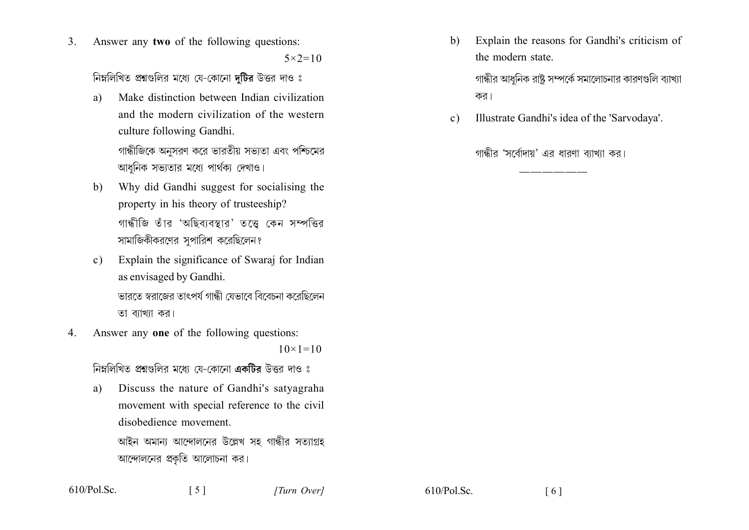3. Answer any **two** of the following questions:

$5 \times 2 = 10$

নিম্নলিখিত প্রশ্নগুলির মধ্যে যে-কোনো **দুটির** উত্তর দাও ঃ

a) Make distinction between Indian civilization and the modern civilization of the western culture following Gandhi.

গান্ধীজিকে অনুসরণ করে ভারতীয় সভ্যতা এবং পশ্চিমের আধুনিক সভ্যতার মধ্যে পার্থক্য দেখাও।

b) Why did Gandhi suggest for socialising the property in his theory of trusteeship?

গান্ধীজি তাঁর 'অছিব্যবস্থার' তত্ত্বে কেন সম্পত্তির সামাজিকীকরণের সুপারিশ করেছিলেন?

c) Explain the significance of Swaraj for Indian as envisaged by Gandhi.

ভারতে স্বরাজের তাৎপর্য গান্ধী যেভাবে বিবেচনা করেছিলেন তা ব্যাখ্যা কর।

4. Answer any **one** of the following questions:

$10 \times 1 = 10$

নিম্নলিখিত প্রশ্নগুলির মধ্যে যে-কোনো **একটির** উত্তর দাও ঃ

a) Discuss the nature of Gandhi's satyagraha movement with special reference to the civil disobedience movement.

আইন অমান্য আন্দোলনের উল্লেখ সহ গান্ধীর সত্যাগ্রহ আন্দোলনের প্রকৃতি আলোচনা কর।

b) Explain the reasons for Gandhi's criticism of the modern state.

গান্ধীর আধুনিক রাষ্ট্র সম্পর্কে সমালোচনার কারণগুলি ব্যাখ্যা কর।

c) Illustrate Gandhi's idea of the 'Sarvodaya'.

গান্ধীর 'সর্বোদায়' এর ধারণা ব্যাখ্যা কর।

———————